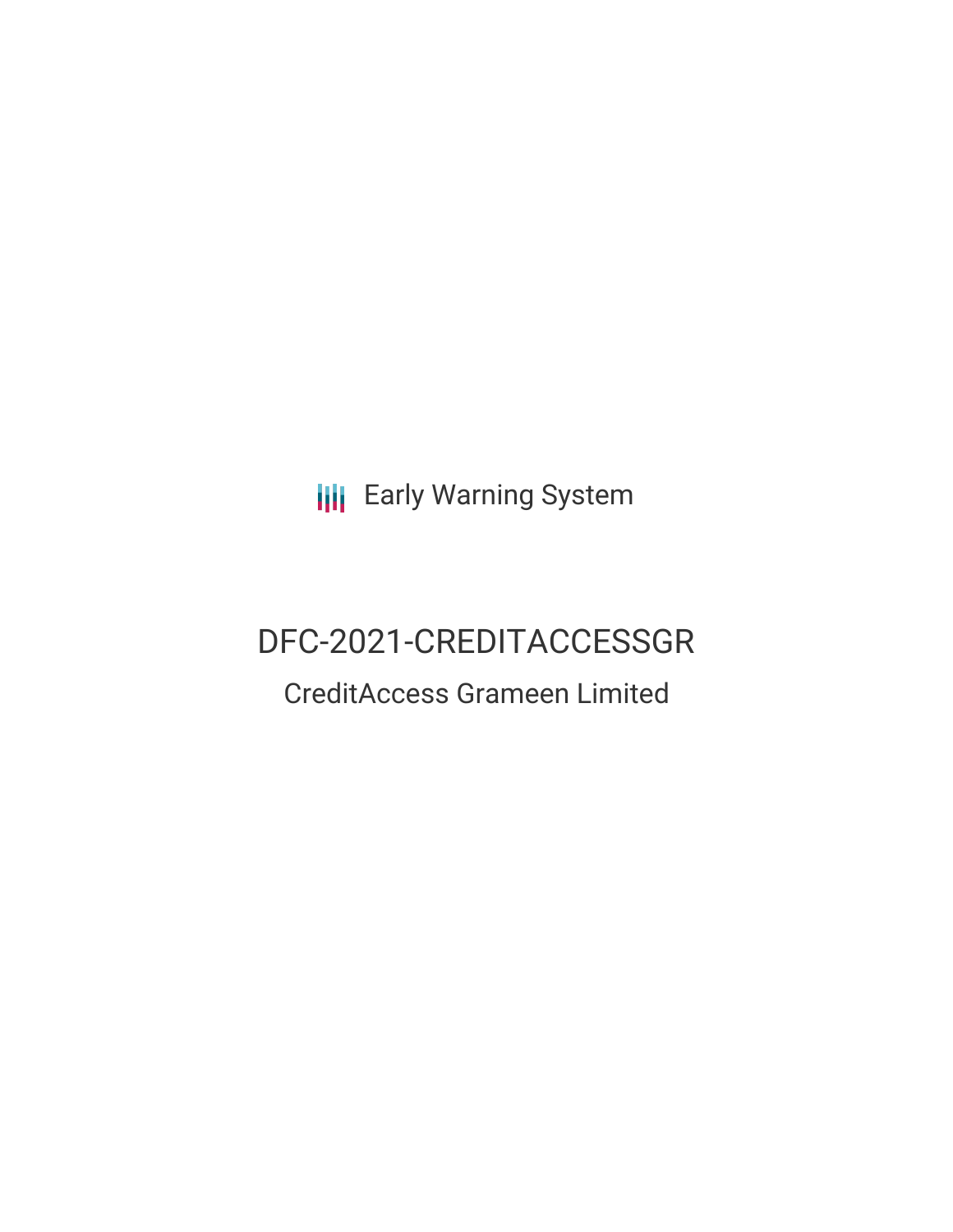Early Warning System

# DFC-2021-CREDITACCESSGR

## CreditAccess Grameen Limited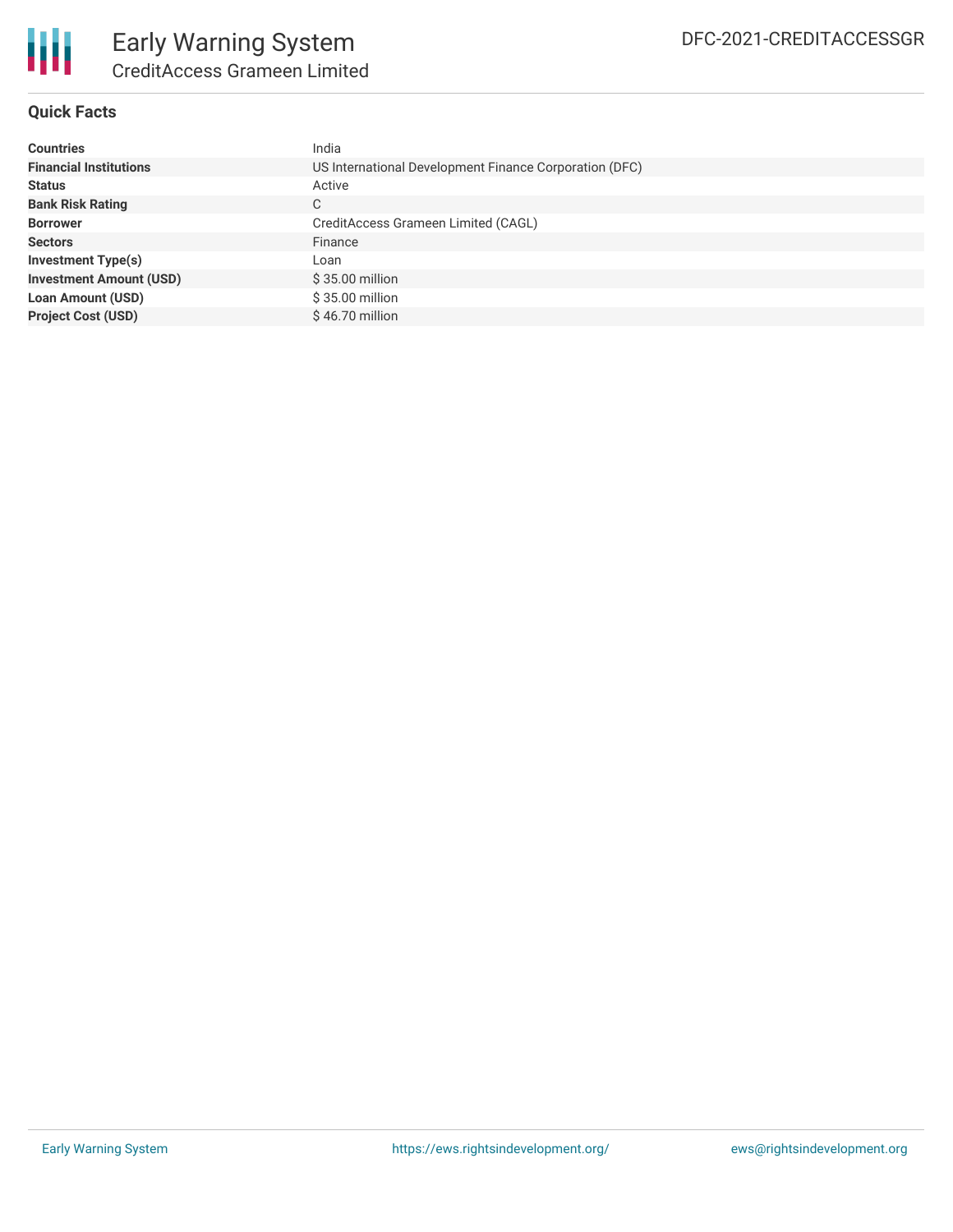## Quick Facts

| | |
|---|---|
| **Countries** | India |
| **Financial Institutions** | US International Development Finance Corporation (DFC) |
| **Status** | Active |
| **Bank Risk Rating** | C |
| **Borrower** | CreditAccess Grameen Limited (CAGL) |
| **Sectors** | Finance |
| **Investment Type(s)** | Loan |
| **Investment Amount (USD)** | $ 35.00 million |
| **Loan Amount (USD)** | $ 35.00 million |
| **Project Cost (USD)** | $ 46.70 million |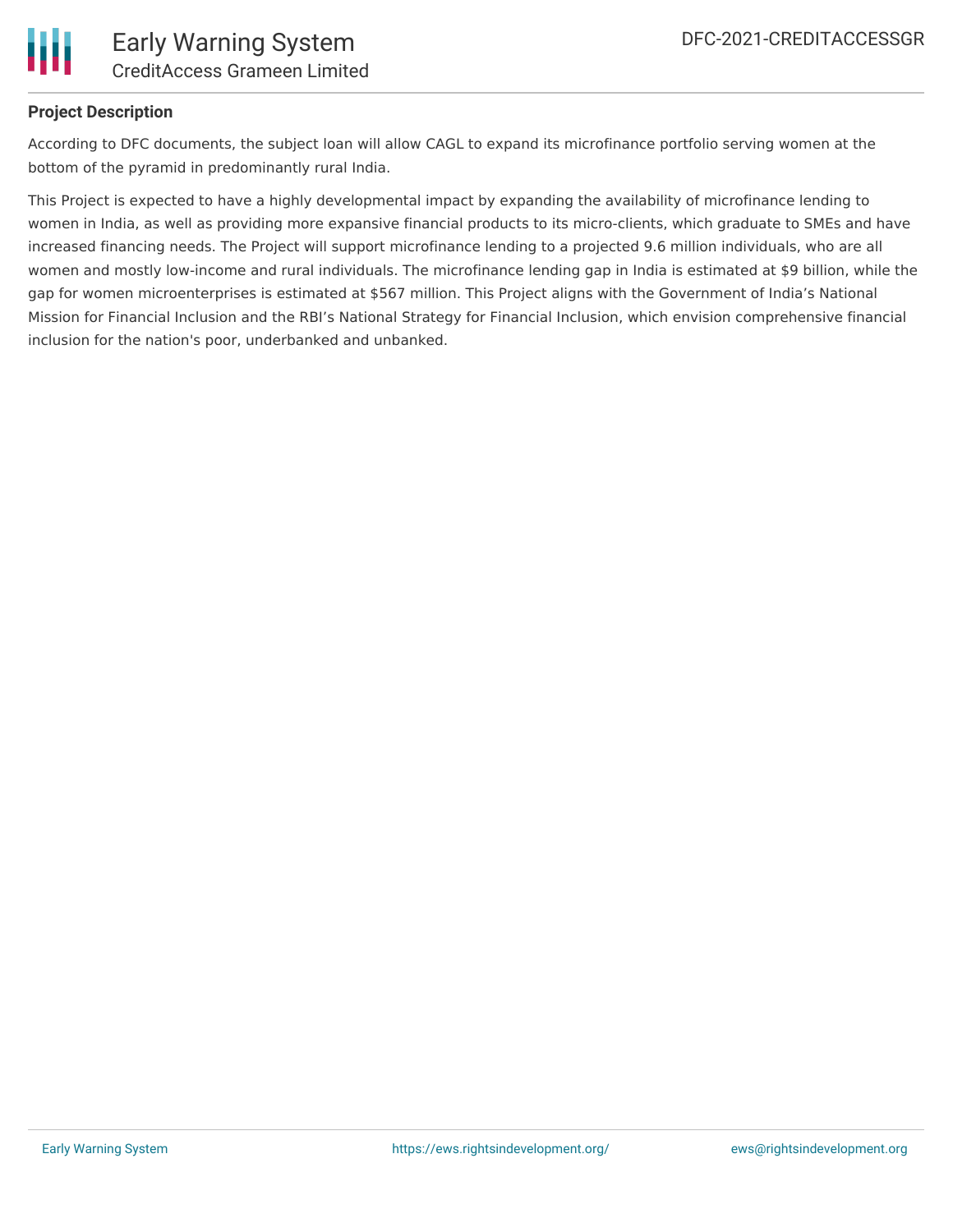**Project Description**

According to DFC documents, the subject loan will allow CAGL to expand its microfinance portfolio serving women at the bottom of the pyramid in predominantly rural India.

This Project is expected to have a highly developmental impact by expanding the availability of microfinance lending to women in India, as well as providing more expansive financial products to its micro-clients, which graduate to SMEs and have increased financing needs. The Project will support microfinance lending to a projected 9.6 million individuals, who are all women and mostly low-income and rural individuals. The microfinance lending gap in India is estimated at $9 billion, while the gap for women microenterprises is estimated at $567 million. This Project aligns with the Government of India’s National Mission for Financial Inclusion and the RBI’s National Strategy for Financial Inclusion, which envision comprehensive financial inclusion for the nation's poor, underbanked and unbanked.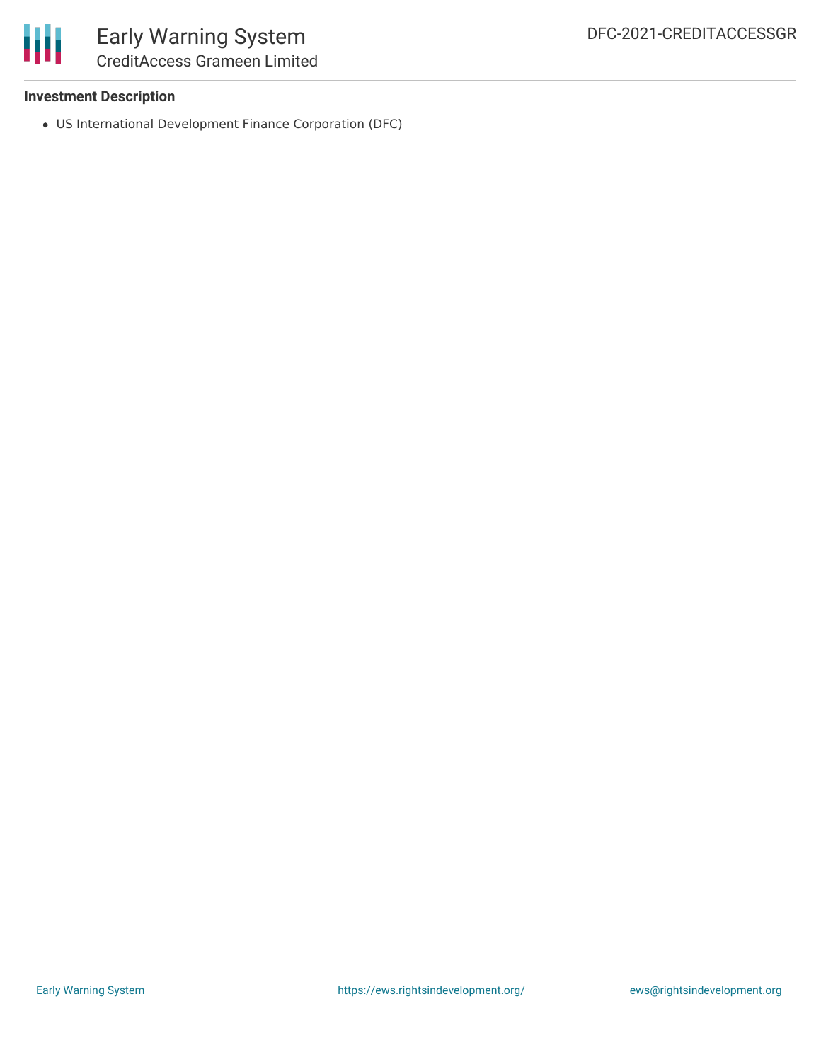### Investment Description

- US International Development Finance Corporation (DFC)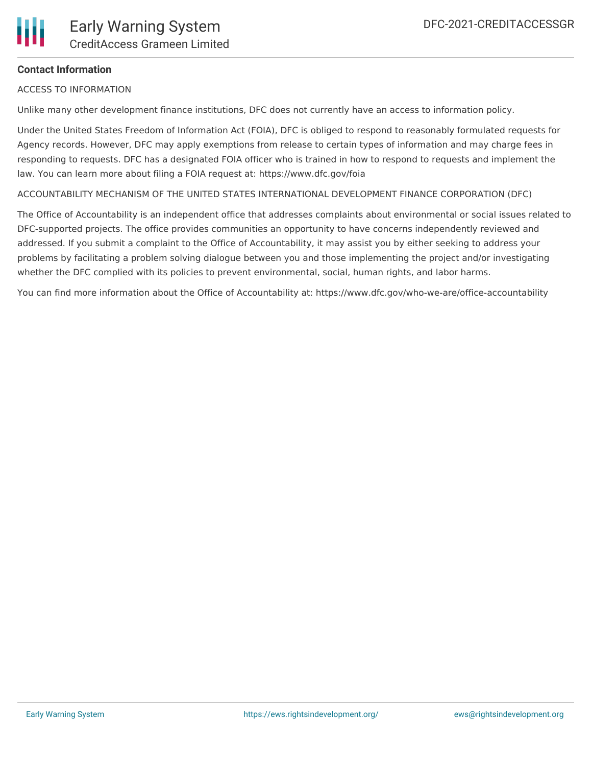**Contact Information**

ACCESS TO INFORMATION

Unlike many other development finance institutions, DFC does not currently have an access to information policy.

Under the United States Freedom of Information Act (FOIA), DFC is obliged to respond to reasonably formulated requests for Agency records. However, DFC may apply exemptions from release to certain types of information and may charge fees in responding to requests. DFC has a designated FOIA officer who is trained in how to respond to requests and implement the law. You can learn more about filing a FOIA request at: https://www.dfc.gov/foia

ACCOUNTABILITY MECHANISM OF THE UNITED STATES INTERNATIONAL DEVELOPMENT FINANCE CORPORATION (DFC)

The Office of Accountability is an independent office that addresses complaints about environmental or social issues related to DFC-supported projects. The office provides communities an opportunity to have concerns independently reviewed and addressed. If you submit a complaint to the Office of Accountability, it may assist you by either seeking to address your problems by facilitating a problem solving dialogue between you and those implementing the project and/or investigating whether the DFC complied with its policies to prevent environmental, social, human rights, and labor harms.

You can find more information about the Office of Accountability at: https://www.dfc.gov/who-we-are/office-accountability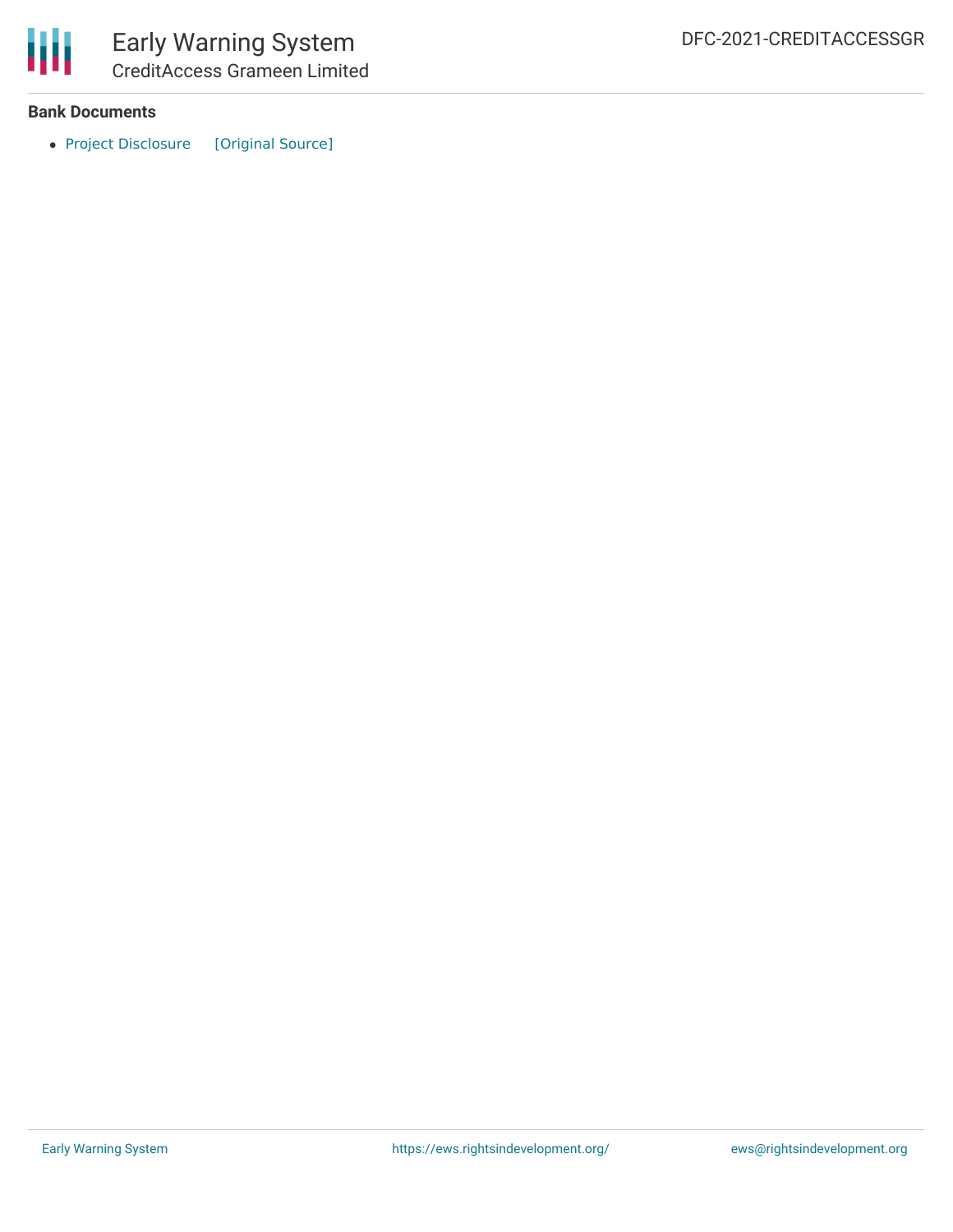**Bank Documents**

- Project Disclosure [Original Source]